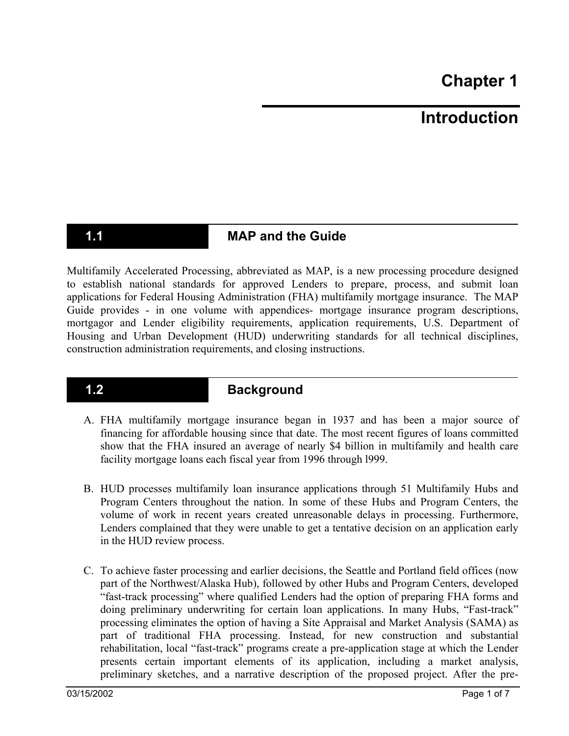# Chapter 1

# Introduction

## 1.1 MAP and the Guide

Multifamily Accelerated Processing, abbreviated as MAP, is a new processing procedure designed to establish national standards for approved Lenders to prepare, process, and submit loan applications for Federal Housing Administration (FHA) multifamily mortgage insurance. The MAP Guide provides - in one volume with appendices- mortgage insurance program descriptions, mortgagor and Lender eligibility requirements, application requirements, U.S. Department of Housing and Urban Development (HUD) underwriting standards for all technical disciplines, construction administration requirements, and closing instructions.

## 1.2 Background

A. FHA multifamily mortgage insurance began in 1937 and has been a major source of financing for affordable housing since that date. The most recent figures of loans committed show that the FHA insured an average of nearly $4 billion in multifamily and health care facility mortgage loans each fiscal year from 1996 through l999.

B. HUD processes multifamily loan insurance applications through 51 Multifamily Hubs and Program Centers throughout the nation. In some of these Hubs and Program Centers, the volume of work in recent years created unreasonable delays in processing. Furthermore, Lenders complained that they were unable to get a tentative decision on an application early in the HUD review process.

C. To achieve faster processing and earlier decisions, the Seattle and Portland field offices (now part of the Northwest/Alaska Hub), followed by other Hubs and Program Centers, developed "fast-track processing" where qualified Lenders had the option of preparing FHA forms and doing preliminary underwriting for certain loan applications. In many Hubs, "Fast-track" processing eliminates the option of having a Site Appraisal and Market Analysis (SAMA) as part of traditional FHA processing. Instead, for new construction and substantial rehabilitation, local "fast-track" programs create a pre-application stage at which the Lender presents certain important elements of its application, including a market analysis, preliminary sketches, and a narrative description of the proposed project. After the pre-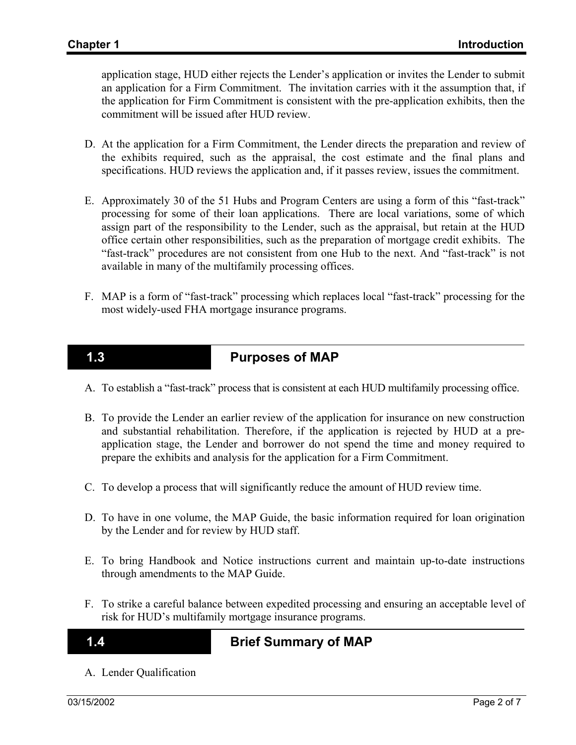application stage, HUD either rejects the Lender's application or invites the Lender to submit an application for a Firm Commitment. The invitation carries with it the assumption that, if the application for Firm Commitment is consistent with the pre-application exhibits, then the commitment will be issued after HUD review.

D. At the application for a Firm Commitment, the Lender directs the preparation and review of the exhibits required, such as the appraisal, the cost estimate and the final plans and specifications. HUD reviews the application and, if it passes review, issues the commitment.

E. Approximately 30 of the 51 Hubs and Program Centers are using a form of this "fast-track" processing for some of their loan applications. There are local variations, some of which assign part of the responsibility to the Lender, such as the appraisal, but retain at the HUD office certain other responsibilities, such as the preparation of mortgage credit exhibits. The "fast-track" procedures are not consistent from one Hub to the next. And "fast-track" is not available in many of the multifamily processing offices.

F. MAP is a form of "fast-track" processing which replaces local "fast-track" processing for the most widely-used FHA mortgage insurance programs.

## 1.3 Purposes of MAP

A. To establish a "fast-track" process that is consistent at each HUD multifamily processing office.

B. To provide the Lender an earlier review of the application for insurance on new construction and substantial rehabilitation. Therefore, if the application is rejected by HUD at a pre-application stage, the Lender and borrower do not spend the time and money required to prepare the exhibits and analysis for the application for a Firm Commitment.

C. To develop a process that will significantly reduce the amount of HUD review time.

D. To have in one volume, the MAP Guide, the basic information required for loan origination by the Lender and for review by HUD staff.

E. To bring Handbook and Notice instructions current and maintain up-to-date instructions through amendments to the MAP Guide.

F. To strike a careful balance between expedited processing and ensuring an acceptable level of risk for HUD's multifamily mortgage insurance programs.

## 1.4 Brief Summary of MAP

A. Lender Qualification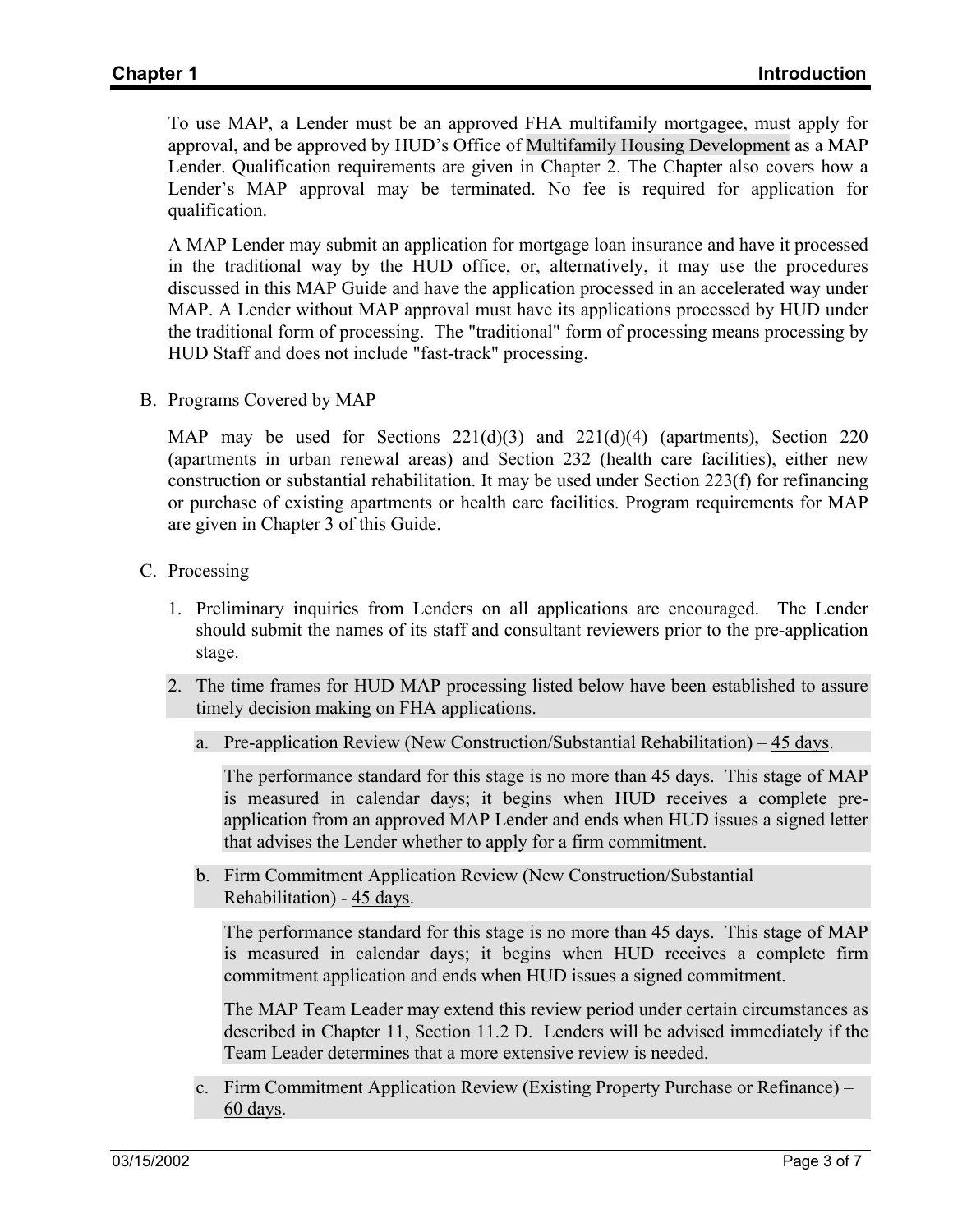To use MAP, a Lender must be an approved FHA multifamily mortgagee, must apply for approval, and be approved by HUD's Office of Multifamily Housing Development as a MAP Lender. Qualification requirements are given in Chapter 2. The Chapter also covers how a Lender's MAP approval may be terminated. No fee is required for application for qualification.

A MAP Lender may submit an application for mortgage loan insurance and have it processed in the traditional way by the HUD office, or, alternatively, it may use the procedures discussed in this MAP Guide and have the application processed in an accelerated way under MAP. A Lender without MAP approval must have its applications processed by HUD under the traditional form of processing. The "traditional" form of processing means processing by HUD Staff and does not include "fast-track" processing.

B. Programs Covered by MAP

MAP may be used for Sections 221(d)(3) and 221(d)(4) (apartments), Section 220 (apartments in urban renewal areas) and Section 232 (health care facilities), either new construction or substantial rehabilitation. It may be used under Section 223(f) for refinancing or purchase of existing apartments or health care facilities. Program requirements for MAP are given in Chapter 3 of this Guide.

C. Processing

1. Preliminary inquiries from Lenders on all applications are encouraged. The Lender should submit the names of its staff and consultant reviewers prior to the pre-application stage.

2. The time frames for HUD MAP processing listed below have been established to assure timely decision making on FHA applications.

   a. Pre-application Review (New Construction/Substantial Rehabilitation) – 45 days.

      The performance standard for this stage is no more than 45 days. This stage of MAP is measured in calendar days; it begins when HUD receives a complete pre-application from an approved MAP Lender and ends when HUD issues a signed letter that advises the Lender whether to apply for a firm commitment.

   b. Firm Commitment Application Review (New Construction/Substantial Rehabilitation) - 45 days.

      The performance standard for this stage is no more than 45 days. This stage of MAP is measured in calendar days; it begins when HUD receives a complete firm commitment application and ends when HUD issues a signed commitment.

      The MAP Team Leader may extend this review period under certain circumstances as described in Chapter 11, Section 11.2 D. Lenders will be advised immediately if the Team Leader determines that a more extensive review is needed.

   c. Firm Commitment Application Review (Existing Property Purchase or Refinance) – 60 days.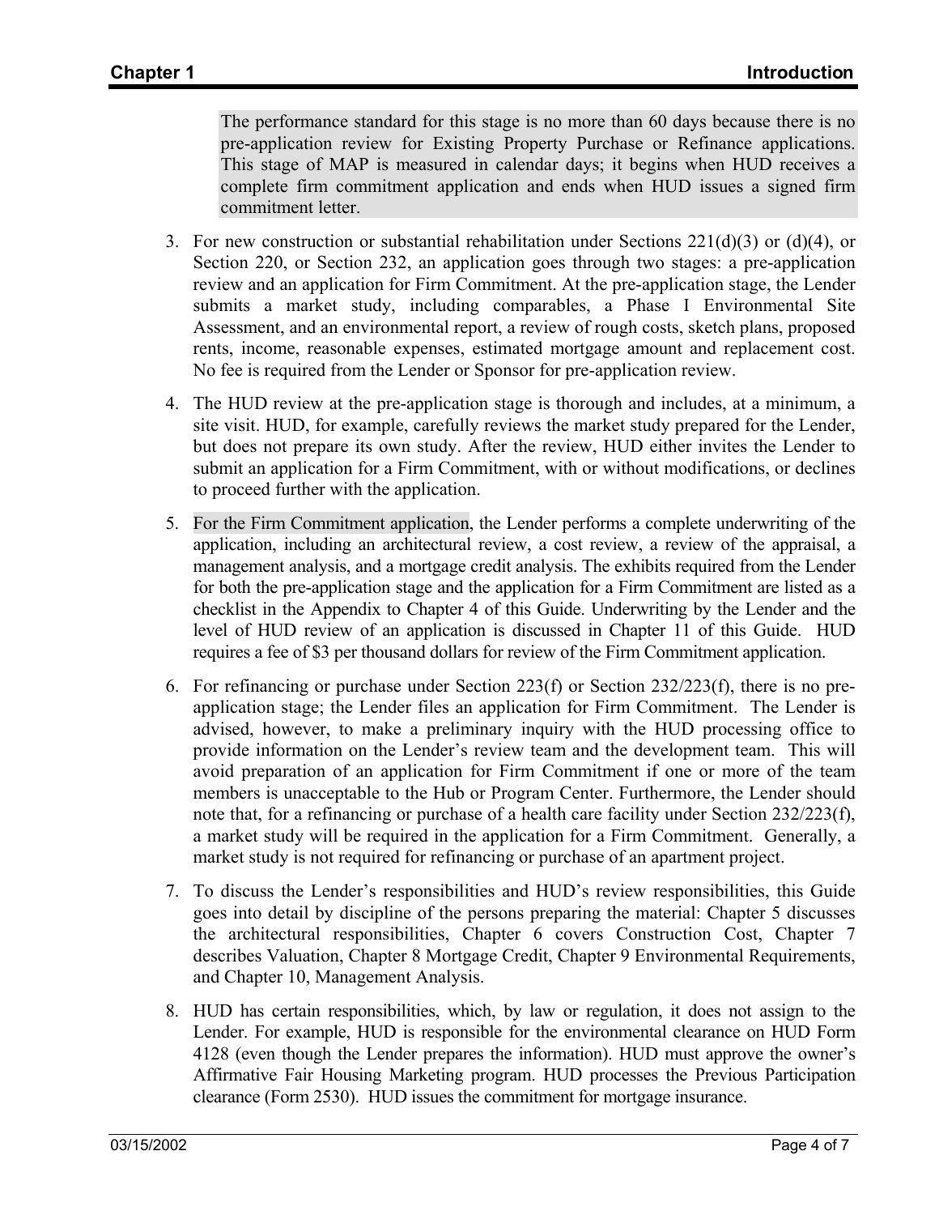The performance standard for this stage is no more than 60 days because there is no pre-application review for Existing Property Purchase or Refinance applications. This stage of MAP is measured in calendar days; it begins when HUD receives a complete firm commitment application and ends when HUD issues a signed firm commitment letter.

3. For new construction or substantial rehabilitation under Sections 221(d)(3) or (d)(4), or Section 220, or Section 232, an application goes through two stages: a pre-application review and an application for Firm Commitment. At the pre-application stage, the Lender submits a market study, including comparables, a Phase I Environmental Site Assessment, and an environmental report, a review of rough costs, sketch plans, proposed rents, income, reasonable expenses, estimated mortgage amount and replacement cost. No fee is required from the Lender or Sponsor for pre-application review.

4. The HUD review at the pre-application stage is thorough and includes, at a minimum, a site visit. HUD, for example, carefully reviews the market study prepared for the Lender, but does not prepare its own study. After the review, HUD either invites the Lender to submit an application for a Firm Commitment, with or without modifications, or declines to proceed further with the application.

5. For the Firm Commitment application, the Lender performs a complete underwriting of the application, including an architectural review, a cost review, a review of the appraisal, a management analysis, and a mortgage credit analysis. The exhibits required from the Lender for both the pre-application stage and the application for a Firm Commitment are listed as a checklist in the Appendix to Chapter 4 of this Guide. Underwriting by the Lender and the level of HUD review of an application is discussed in Chapter 11 of this Guide. HUD requires a fee of $3 per thousand dollars for review of the Firm Commitment application.

6. For refinancing or purchase under Section 223(f) or Section 232/223(f), there is no pre-application stage; the Lender files an application for Firm Commitment. The Lender is advised, however, to make a preliminary inquiry with the HUD processing office to provide information on the Lender's review team and the development team. This will avoid preparation of an application for Firm Commitment if one or more of the team members is unacceptable to the Hub or Program Center. Furthermore, the Lender should note that, for a refinancing or purchase of a health care facility under Section 232/223(f), a market study will be required in the application for a Firm Commitment. Generally, a market study is not required for refinancing or purchase of an apartment project.

7. To discuss the Lender's responsibilities and HUD's review responsibilities, this Guide goes into detail by discipline of the persons preparing the material: Chapter 5 discusses the architectural responsibilities, Chapter 6 covers Construction Cost, Chapter 7 describes Valuation, Chapter 8 Mortgage Credit, Chapter 9 Environmental Requirements, and Chapter 10, Management Analysis.

8. HUD has certain responsibilities, which, by law or regulation, it does not assign to the Lender. For example, HUD is responsible for the environmental clearance on HUD Form 4128 (even though the Lender prepares the information). HUD must approve the owner's Affirmative Fair Housing Marketing program. HUD processes the Previous Participation clearance (Form 2530). HUD issues the commitment for mortgage insurance.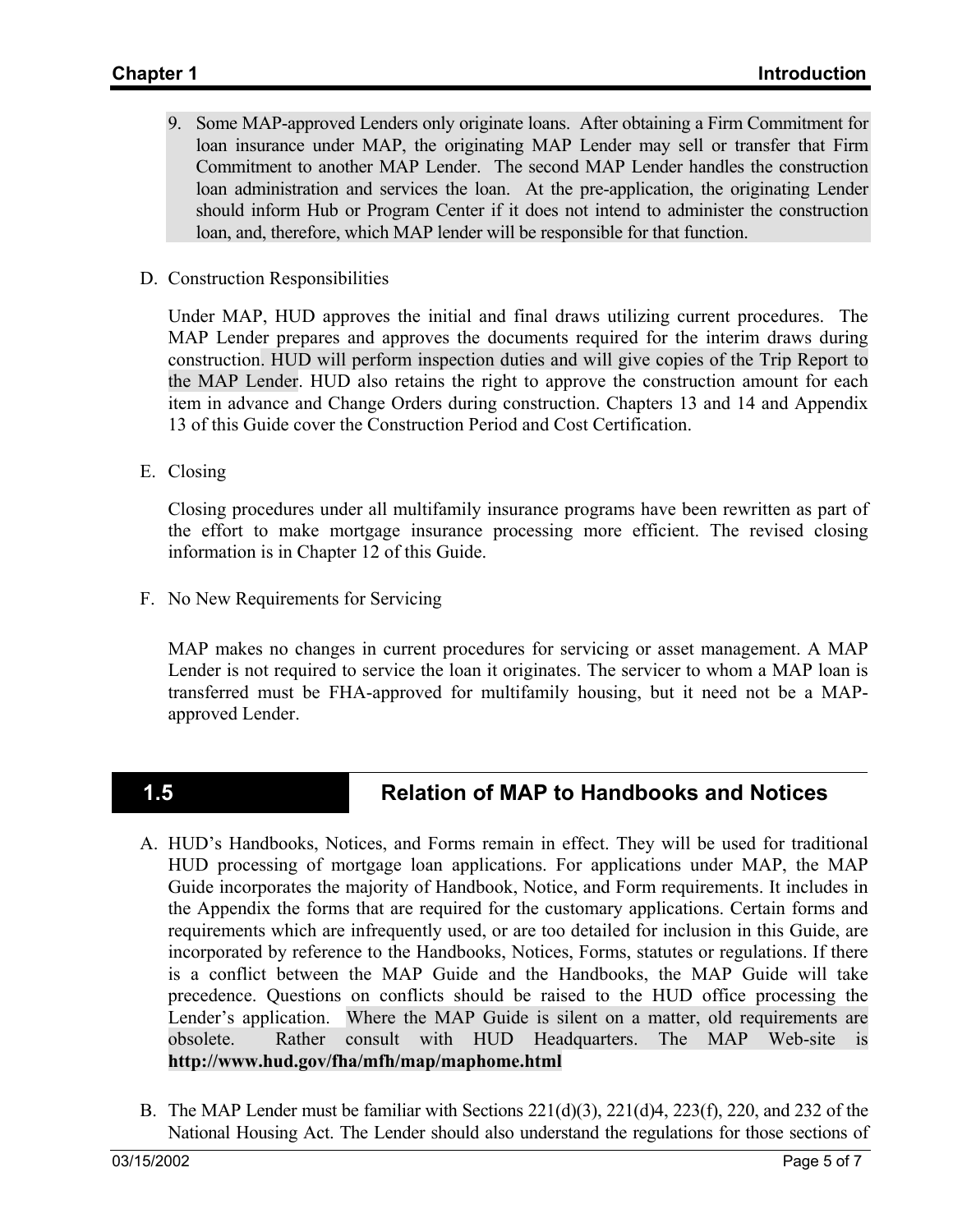9. Some MAP-approved Lenders only originate loans. After obtaining a Firm Commitment for loan insurance under MAP, the originating MAP Lender may sell or transfer that Firm Commitment to another MAP Lender. The second MAP Lender handles the construction loan administration and services the loan. At the pre-application, the originating Lender should inform Hub or Program Center if it does not intend to administer the construction loan, and, therefore, which MAP lender will be responsible for that function.

D. Construction Responsibilities

Under MAP, HUD approves the initial and final draws utilizing current procedures. The MAP Lender prepares and approves the documents required for the interim draws during construction. HUD will perform inspection duties and will give copies of the Trip Report to the MAP Lender. HUD also retains the right to approve the construction amount for each item in advance and Change Orders during construction. Chapters 13 and 14 and Appendix 13 of this Guide cover the Construction Period and Cost Certification.

E. Closing

Closing procedures under all multifamily insurance programs have been rewritten as part of the effort to make mortgage insurance processing more efficient. The revised closing information is in Chapter 12 of this Guide.

F. No New Requirements for Servicing

MAP makes no changes in current procedures for servicing or asset management. A MAP Lender is not required to service the loan it originates. The servicer to whom a MAP loan is transferred must be FHA-approved for multifamily housing, but it need not be a MAP-approved Lender.

## 1.5 Relation of MAP to Handbooks and Notices

A. HUD's Handbooks, Notices, and Forms remain in effect. They will be used for traditional HUD processing of mortgage loan applications. For applications under MAP, the MAP Guide incorporates the majority of Handbook, Notice, and Form requirements. It includes in the Appendix the forms that are required for the customary applications. Certain forms and requirements which are infrequently used, or are too detailed for inclusion in this Guide, are incorporated by reference to the Handbooks, Notices, Forms, statutes or regulations. If there is a conflict between the MAP Guide and the Handbooks, the MAP Guide will take precedence. Questions on conflicts should be raised to the HUD office processing the Lender's application. Where the MAP Guide is silent on a matter, old requirements are obsolete. Rather consult with HUD Headquarters. The MAP Web-site is **http://www.hud.gov/fha/mfh/map/maphome.html**

B. The MAP Lender must be familiar with Sections 221(d)(3), 221(d)4, 223(f), 220, and 232 of the National Housing Act. The Lender should also understand the regulations for those sections of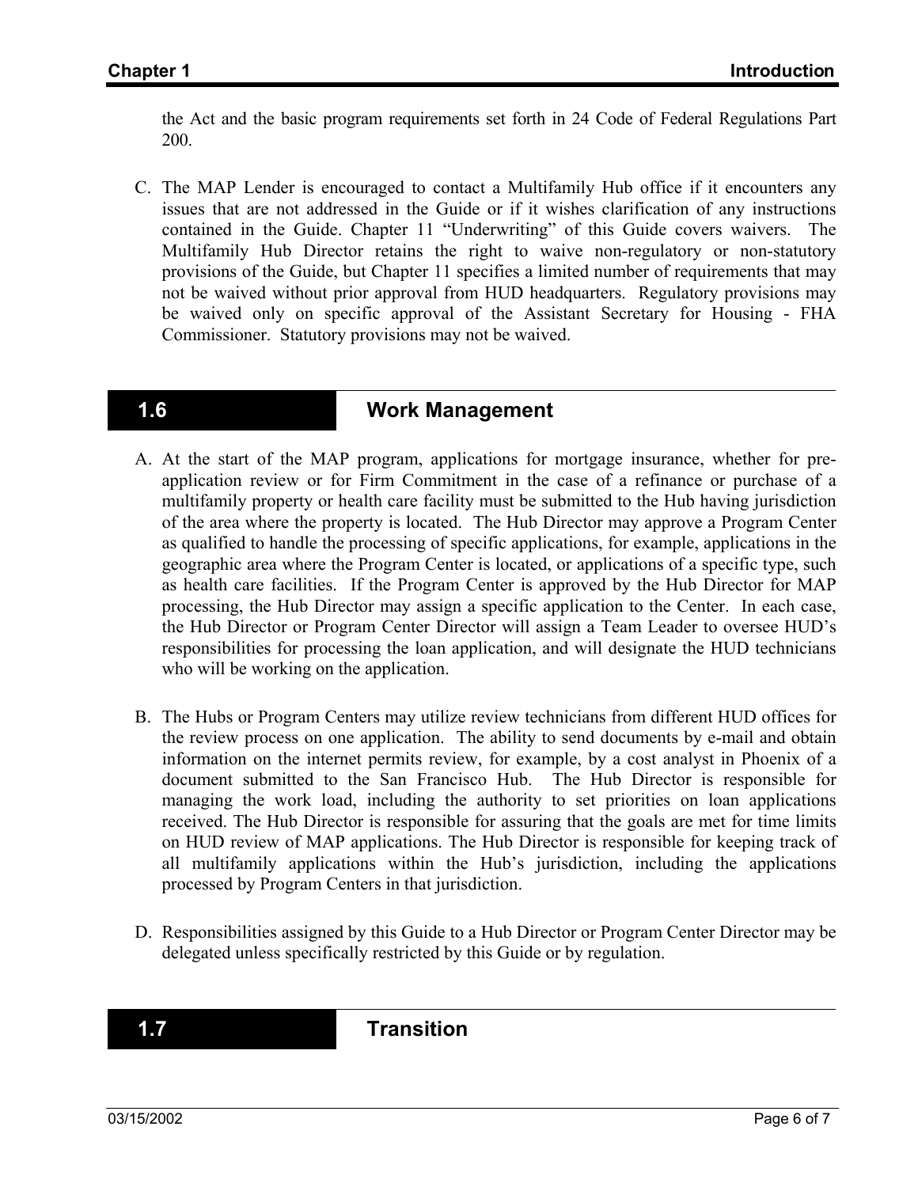the Act and the basic program requirements set forth in 24 Code of Federal Regulations Part 200.

C. The MAP Lender is encouraged to contact a Multifamily Hub office if it encounters any issues that are not addressed in the Guide or if it wishes clarification of any instructions contained in the Guide. Chapter 11 "Underwriting" of this Guide covers waivers. The Multifamily Hub Director retains the right to waive non-regulatory or non-statutory provisions of the Guide, but Chapter 11 specifies a limited number of requirements that may not be waived without prior approval from HUD headquarters. Regulatory provisions may be waived only on specific approval of the Assistant Secretary for Housing - FHA Commissioner. Statutory provisions may not be waived.

## 1.6 Work Management

A. At the start of the MAP program, applications for mortgage insurance, whether for pre-application review or for Firm Commitment in the case of a refinance or purchase of a multifamily property or health care facility must be submitted to the Hub having jurisdiction of the area where the property is located. The Hub Director may approve a Program Center as qualified to handle the processing of specific applications, for example, applications in the geographic area where the Program Center is located, or applications of a specific type, such as health care facilities. If the Program Center is approved by the Hub Director for MAP processing, the Hub Director may assign a specific application to the Center. In each case, the Hub Director or Program Center Director will assign a Team Leader to oversee HUD's responsibilities for processing the loan application, and will designate the HUD technicians who will be working on the application.

B. The Hubs or Program Centers may utilize review technicians from different HUD offices for the review process on one application. The ability to send documents by e-mail and obtain information on the internet permits review, for example, by a cost analyst in Phoenix of a document submitted to the San Francisco Hub. The Hub Director is responsible for managing the work load, including the authority to set priorities on loan applications received. The Hub Director is responsible for assuring that the goals are met for time limits on HUD review of MAP applications. The Hub Director is responsible for keeping track of all multifamily applications within the Hub's jurisdiction, including the applications processed by Program Centers in that jurisdiction.

D. Responsibilities assigned by this Guide to a Hub Director or Program Center Director may be delegated unless specifically restricted by this Guide or by regulation.

## 1.7 Transition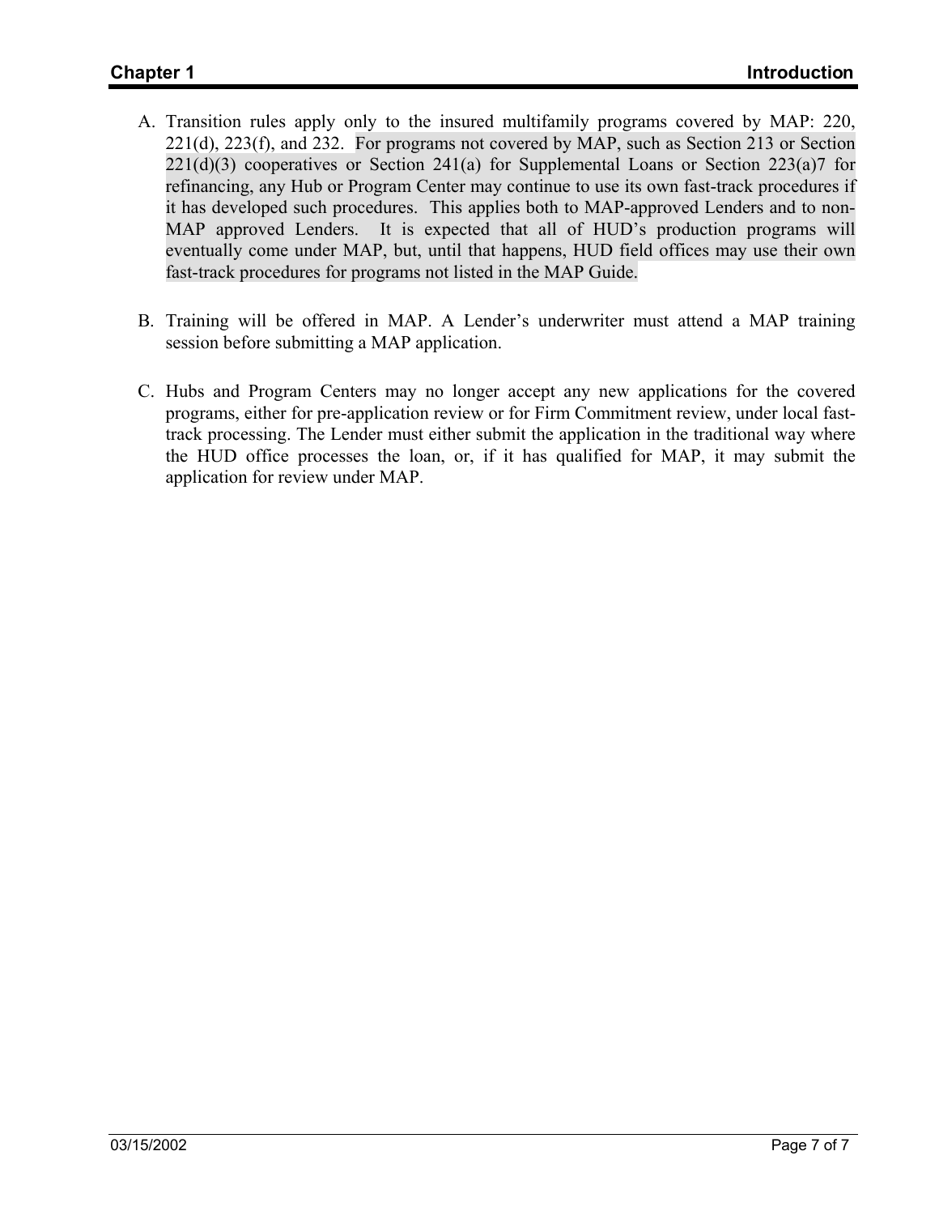A. Transition rules apply only to the insured multifamily programs covered by MAP: 220, 221(d), 223(f), and 232. For programs not covered by MAP, such as Section 213 or Section 221(d)(3) cooperatives or Section 241(a) for Supplemental Loans or Section 223(a)7 for refinancing, any Hub or Program Center may continue to use its own fast-track procedures if it has developed such procedures. This applies both to MAP-approved Lenders and to non-MAP approved Lenders. It is expected that all of HUD's production programs will eventually come under MAP, but, until that happens, HUD field offices may use their own fast-track procedures for programs not listed in the MAP Guide.

B. Training will be offered in MAP. A Lender's underwriter must attend a MAP training session before submitting a MAP application.

C. Hubs and Program Centers may no longer accept any new applications for the covered programs, either for pre-application review or for Firm Commitment review, under local fast-track processing. The Lender must either submit the application in the traditional way where the HUD office processes the loan, or, if it has qualified for MAP, it may submit the application for review under MAP.